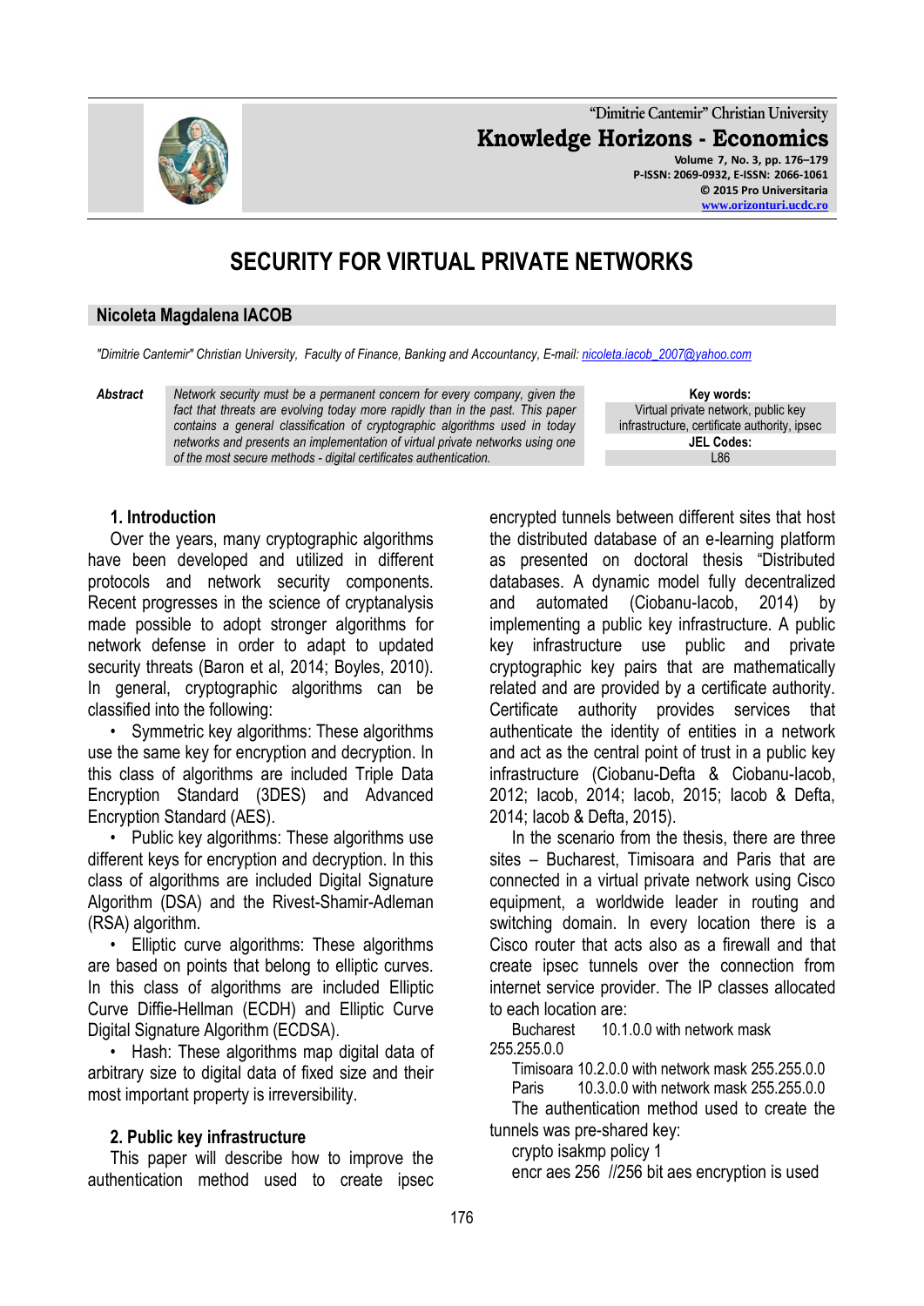# SECURITY FOR VIRTUAL PRIVATE NETWORKS

**Nicoleta Magdalena IACOB**

*"Dimitrie Cantemir" Christian University, Faculty of Finance, Banking and Accountancy, E-mail: nicoleta.iacob_2007@yahoo.com*

**Abstract** *Network security must be a permanent concern for every company, given the fact that threats are evolving today more rapidly than in the past. This paper contains a general classification of cryptographic algorithms used in today networks and presents an implementation of virtual private networks using one of the most secure methods - digital certificates authentication.*

**Key words:**
Virtual private network, public key infrastructure, certificate authority, ipsec

**JEL Codes:**
L86

## 1. Introduction

Over the years, many cryptographic algorithms have been developed and utilized in different protocols and network security components. Recent progresses in the science of cryptanalysis made possible to adopt stronger algorithms for network defense in order to adapt to updated security threats (Baron et al, 2014; Boyles, 2010). In general, cryptographic algorithms can be classified into the following:

- Symmetric key algorithms: These algorithms use the same key for encryption and decryption. In this class of algorithms are included Triple Data Encryption Standard (3DES) and Advanced Encryption Standard (AES).
- Public key algorithms: These algorithms use different keys for encryption and decryption. In this class of algorithms are included Digital Signature Algorithm (DSA) and the Rivest-Shamir-Adleman (RSA) algorithm.
- Elliptic curve algorithms: These algorithms are based on points that belong to elliptic curves. In this class of algorithms are included Elliptic Curve Diffie-Hellman (ECDH) and Elliptic Curve Digital Signature Algorithm (ECDSA).
- Hash: These algorithms map digital data of arbitrary size to digital data of fixed size and their most important property is irreversibility.

## 2. Public key infrastructure

This paper will describe how to improve the authentication method used to create ipsec encrypted tunnels between different sites that host the distributed database of an e-learning platform as presented on doctoral thesis "Distributed databases. A dynamic model fully decentralized and automated (Ciobanu-Iacob, 2014) by implementing a public key infrastructure. A public key infrastructure use public and private cryptographic key pairs that are mathematically related and are provided by a certificate authority. Certificate authority provides services that authenticate the identity of entities in a network and act as the central point of trust in a public key infrastructure (Ciobanu-Defta & Ciobanu-Iacob, 2012; Iacob, 2014; Iacob, 2015; Iacob & Defta, 2014; Iacob & Defta, 2015).

In the scenario from the thesis, there are three sites – Bucharest, Timisoara and Paris that are connected in a virtual private network using Cisco equipment, a worldwide leader in routing and switching domain. In every location there is a Cisco router that acts also as a firewall and that create ipsec tunnels over the connection from internet service provider. The IP classes allocated to each location are:

Bucharest 10.1.0.0 with network mask 255.255.0.0
Timisoara 10.2.0.0 with network mask 255.255.0.0
Paris 10.3.0.0 with network mask 255.255.0.0

The authentication method used to create the tunnels was pre-shared key:

```
crypto isakmp policy 1
encr aes 256  //256 bit aes encryption is used
```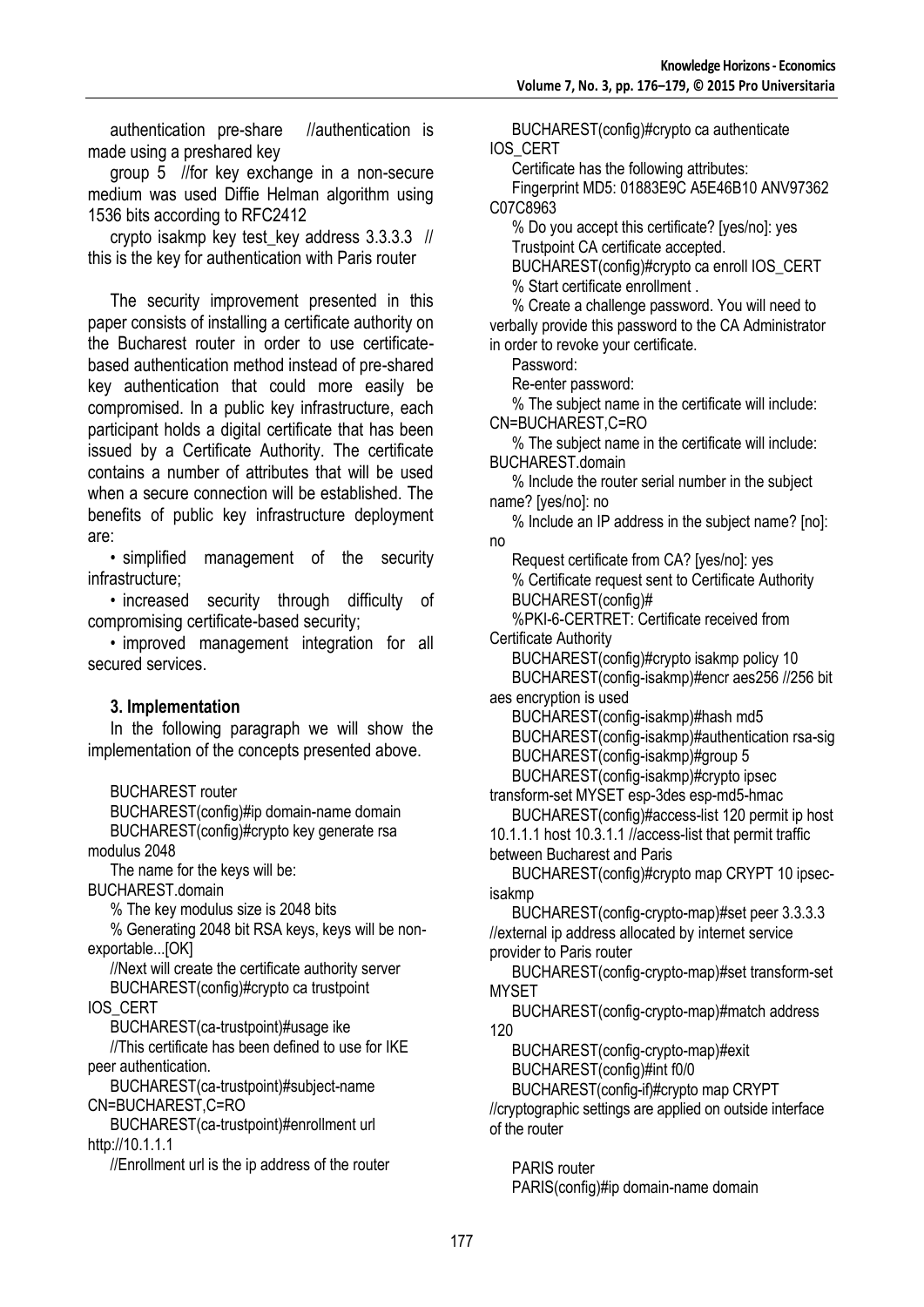authentication pre-share //authentication is made using a preshared key

group 5 //for key exchange in a non-secure medium was used Diffie Helman algorithm using 1536 bits according to RFC2412

crypto isakmp key test_key address 3.3.3.3 // this is the key for authentication with Paris router

The security improvement presented in this paper consists of installing a certificate authority on the Bucharest router in order to use certificate-based authentication method instead of pre-shared key authentication that could more easily be compromised. In a public key infrastructure, each participant holds a digital certificate that has been issued by a Certificate Authority. The certificate contains a number of attributes that will be used when a secure connection will be established. The benefits of public key infrastructure deployment are:

- simplified management of the security infrastructure;
- increased security through difficulty of compromising certificate-based security;
- improved management integration for all secured services.

### 3. Implementation

In the following paragraph we will show the implementation of the concepts presented above.

BUCHAREST router

BUCHAREST(config)#ip domain-name domain

BUCHAREST(config)#crypto key generate rsa modulus 2048

The name for the keys will be: BUCHAREST.domain

% The key modulus size is 2048 bits

% Generating 2048 bit RSA keys, keys will be non-exportable...[OK]

//Next will create the certificate authority server

BUCHAREST(config)#crypto ca trustpoint IOS_CERT

BUCHAREST(ca-trustpoint)#usage ike

//This certificate has been defined to use for IKE peer authentication.

BUCHAREST(ca-trustpoint)#subject-name CN=BUCHAREST,C=RO

BUCHAREST(ca-trustpoint)#enrollment url http://10.1.1.1

//Enrollment url is the ip address of the router

BUCHAREST(config)#crypto ca authenticate IOS_CERT

Certificate has the following attributes:

Fingerprint MD5: 01883E9C A5E46B10 ANV97362 C07C8963

% Do you accept this certificate? [yes/no]: yes

Trustpoint CA certificate accepted.

BUCHAREST(config)#crypto ca enroll IOS_CERT

% Start certificate enrollment .

% Create a challenge password. You will need to verbally provide this password to the CA Administrator in order to revoke your certificate.

Password:

Re-enter password:

% The subject name in the certificate will include: CN=BUCHAREST,C=RO

% The subject name in the certificate will include: BUCHAREST.domain

% Include the router serial number in the subject name? [yes/no]: no

% Include an IP address in the subject name? [no]: no

Request certificate from CA? [yes/no]: yes

% Certificate request sent to Certificate Authority

BUCHAREST(config)#

%PKI-6-CERTRET: Certificate received from Certificate Authority

BUCHAREST(config)#crypto isakmp policy 10

BUCHAREST(config-isakmp)#encr aes256 //256 bit aes encryption is used

BUCHAREST(config-isakmp)#hash md5

BUCHAREST(config-isakmp)#authentication rsa-sig

BUCHAREST(config-isakmp)#group 5

BUCHAREST(config-isakmp)#crypto ipsec transform-set MYSET esp-3des esp-md5-hmac

BUCHAREST(config)#access-list 120 permit ip host 10.1.1.1 host 10.3.1.1 //access-list that permit traffic between Bucharest and Paris

BUCHAREST(config)#crypto map CRYPT 10 ipsec-isakmp

BUCHAREST(config-crypto-map)#set peer 3.3.3.3 //external ip address allocated by internet service provider to Paris router

BUCHAREST(config-crypto-map)#set transform-set MYSET

BUCHAREST(config-crypto-map)#match address 120

BUCHAREST(config-crypto-map)#exit

BUCHAREST(config)#int f0/0

BUCHAREST(config-if)#crypto map CRYPT //cryptographic settings are applied on outside interface of the router

PARIS router

PARIS(config)#ip domain-name domain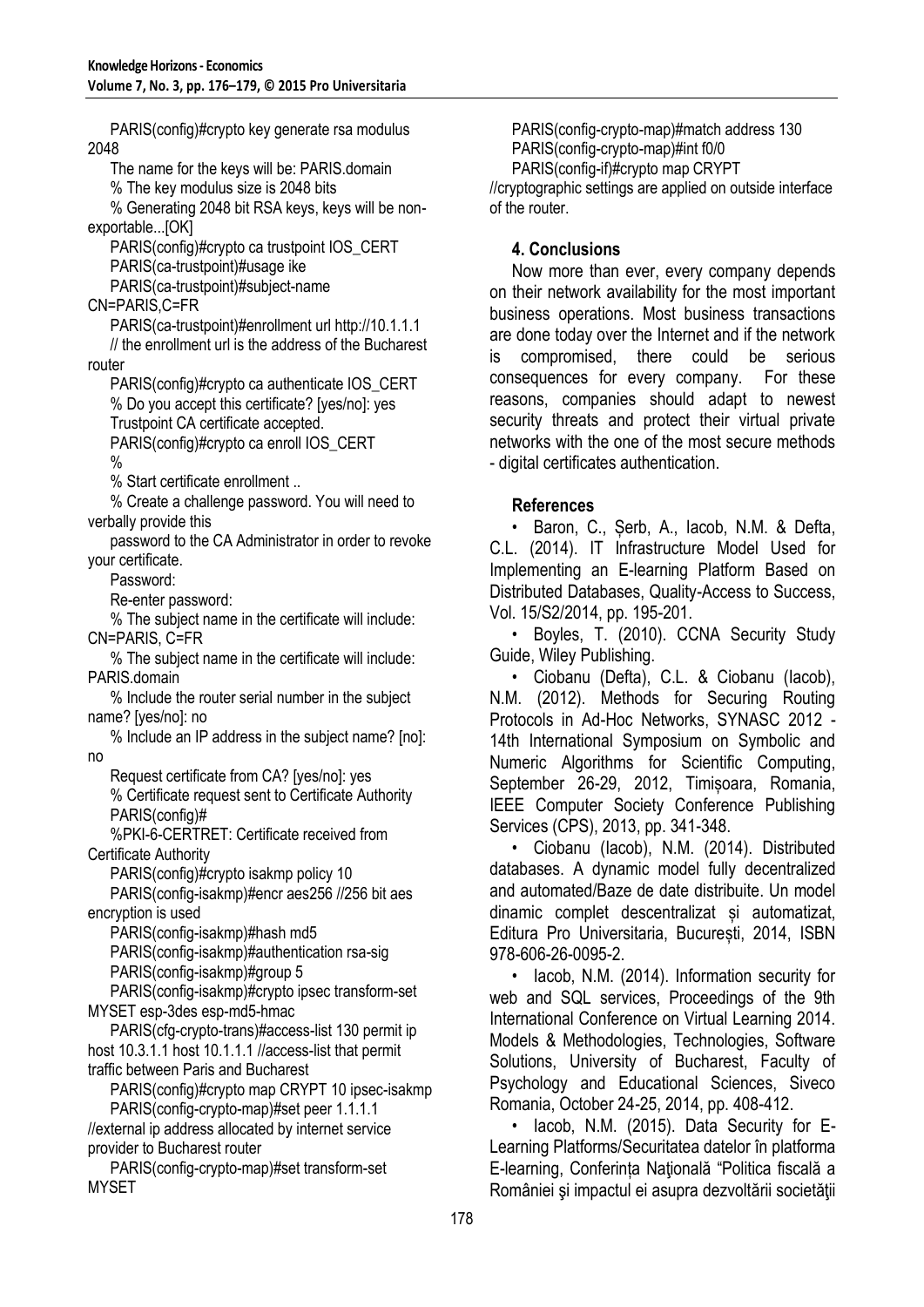PARIS(config)#crypto key generate rsa modulus 2048

The name for the keys will be: PARIS.domain

% The key modulus size is 2048 bits

% Generating 2048 bit RSA keys, keys will be non-exportable...[OK]

PARIS(config)#crypto ca trustpoint IOS_CERT

PARIS(ca-trustpoint)#usage ike

PARIS(ca-trustpoint)#subject-name CN=PARIS,C=FR

PARIS(ca-trustpoint)#enrollment url http://10.1.1.1

// the enrollment url is the address of the Bucharest router

PARIS(config)#crypto ca authenticate IOS_CERT

% Do you accept this certificate? [yes/no]: yes

Trustpoint CA certificate accepted.

PARIS(config)#crypto ca enroll IOS_CERT

%

% Start certificate enrollment ..

% Create a challenge password. You will need to verbally provide this

password to the CA Administrator in order to revoke your certificate.

Password:

Re-enter password:

% The subject name in the certificate will include: CN=PARIS, C=FR

% The subject name in the certificate will include: PARIS.domain

% Include the router serial number in the subject name? [yes/no]: no

% Include an IP address in the subject name? [no]: no

Request certificate from CA? [yes/no]: yes

% Certificate request sent to Certificate Authority

PARIS(config)#

%PKI-6-CERTRET: Certificate received from Certificate Authority

PARIS(config)#crypto isakmp policy 10

PARIS(config-isakmp)#encr aes256 //256 bit aes encryption is used

PARIS(config-isakmp)#hash md5

PARIS(config-isakmp)#authentication rsa-sig

PARIS(config-isakmp)#group 5

PARIS(config-isakmp)#crypto ipsec transform-set MYSET esp-3des esp-md5-hmac

PARIS(cfg-crypto-trans)#access-list 130 permit ip host 10.3.1.1 host 10.1.1.1 //access-list that permit traffic between Paris and Bucharest

PARIS(config)#crypto map CRYPT 10 ipsec-isakmp

PARIS(config-crypto-map)#set peer 1.1.1.1

//external ip address allocated by internet service provider to Bucharest router

PARIS(config-crypto-map)#set transform-set MYSET

PARIS(config-crypto-map)#match address 130

PARIS(config-crypto-map)#int f0/0

PARIS(config-if)#crypto map CRYPT

//cryptographic settings are applied on outside interface of the router.

## 4. Conclusions

Now more than ever, every company depends on their network availability for the most important business operations. Most business transactions are done today over the Internet and if the network is compromised, there could be serious consequences for every company. For these reasons, companies should adapt to newest security threats and protect their virtual private networks with the one of the most secure methods - digital certificates authentication.

## References

- Baron, C., Șerb, A., Iacob, N.M. & Defta, C.L. (2014). IT Infrastructure Model Used for Implementing an E-learning Platform Based on Distributed Databases, Quality-Access to Success, Vol. 15/S2/2014, pp. 195-201.
- Boyles, T. (2010). CCNA Security Study Guide, Wiley Publishing.
- Ciobanu (Defta), C.L. & Ciobanu (Iacob), N.M. (2012). Methods for Securing Routing Protocols in Ad-Hoc Networks, SYNASC 2012 - 14th International Symposium on Symbolic and Numeric Algorithms for Scientific Computing, September 26-29, 2012, Timișoara, Romania, IEEE Computer Society Conference Publishing Services (CPS), 2013, pp. 341-348.
- Ciobanu (Iacob), N.M. (2014). Distributed databases. A dynamic model fully decentralized and automated/Baze de date distribuite. Un model dinamic complet descentralizat și automatizat, Editura Pro Universitaria, București, 2014, ISBN 978-606-26-0095-2.
- Iacob, N.M. (2014). Information security for web and SQL services, Proceedings of the 9th International Conference on Virtual Learning 2014. Models & Methodologies, Technologies, Software Solutions, University of Bucharest, Faculty of Psychology and Educational Sciences, Siveco Romania, October 24-25, 2014, pp. 408-412.
- Iacob, N.M. (2015). Data Security for E-Learning Platforms/Securitatea datelor în platforma E-learning, Conferinţa Naţională "Politica fiscală a României şi impactul ei asupra dezvoltării societăţii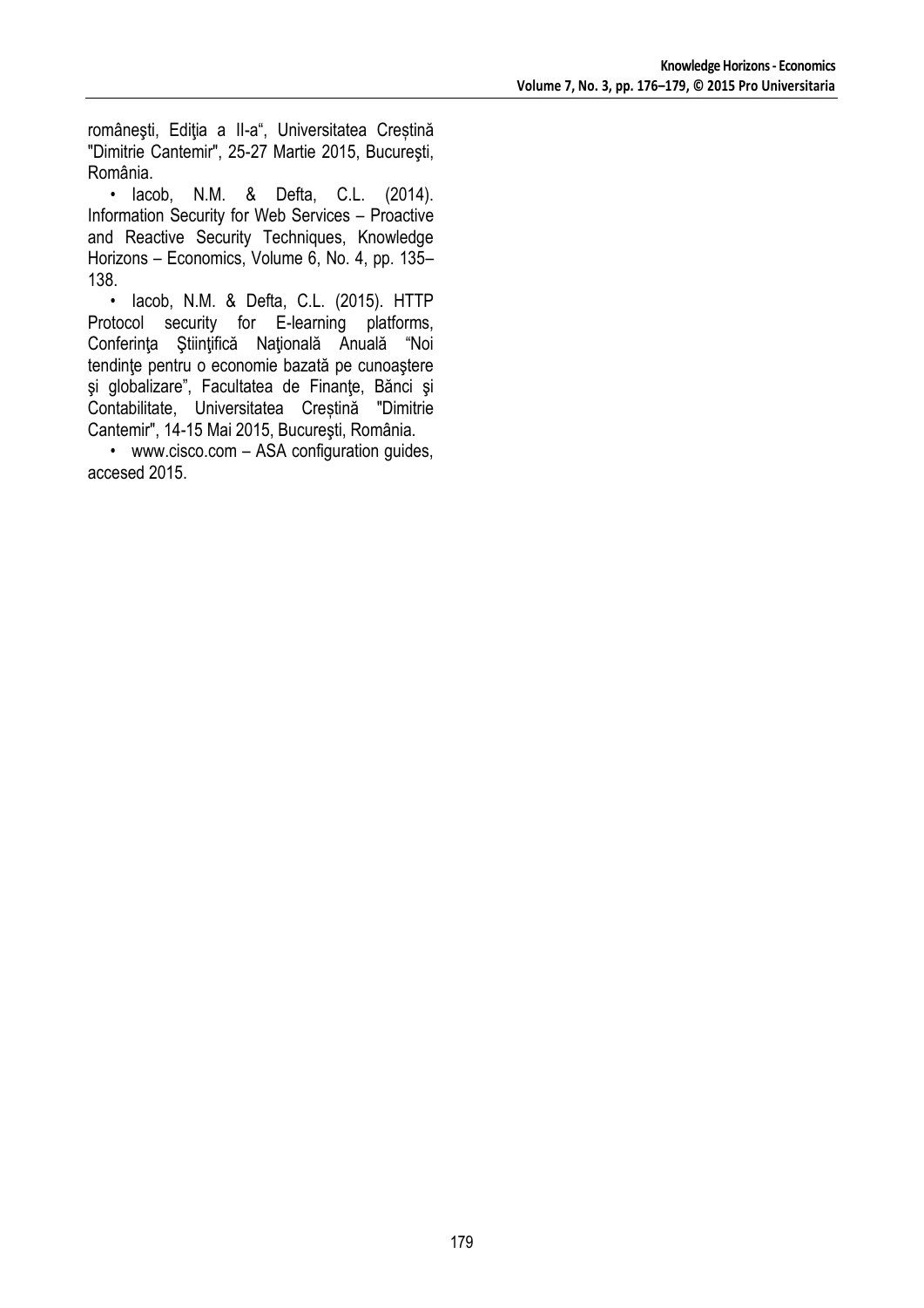româneşti, Ediţia a II-a", Universitatea Creștină "Dimitrie Cantemir", 25-27 Martie 2015, Bucureşti, România.

• Iacob, N.M. & Defta, C.L. (2014). Information Security for Web Services – Proactive and Reactive Security Techniques, Knowledge Horizons – Economics, Volume 6, No. 4, pp. 135–138.

• Iacob, N.M. & Defta, C.L. (2015). HTTP Protocol security for E-learning platforms, Conferinţa Ştiinţifică Naţională Anuală "Noi tendinţe pentru o economie bazată pe cunoaştere şi globalizare", Facultatea de Finanţe, Bănci şi Contabilitate, Universitatea Creștină "Dimitrie Cantemir", 14-15 Mai 2015, Bucureşti, România.

• www.cisco.com – ASA configuration guides, accesed 2015.